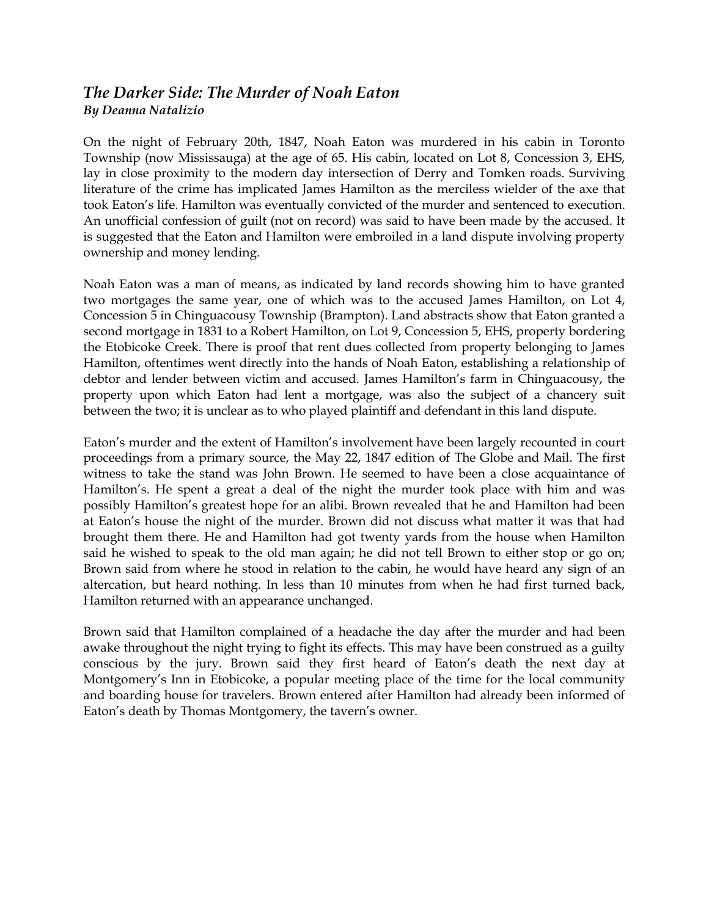## *The Darker Side: The Murder of Noah Eaton*

***By Deanna Natalizio***

On the night of February 20th, 1847, Noah Eaton was murdered in his cabin in Toronto Township (now Mississauga) at the age of 65. His cabin, located on Lot 8, Concession 3, EHS, lay in close proximity to the modern day intersection of Derry and Tomken roads. Surviving literature of the crime has implicated James Hamilton as the merciless wielder of the axe that took Eaton's life. Hamilton was eventually convicted of the murder and sentenced to execution. An unofficial confession of guilt (not on record) was said to have been made by the accused. It is suggested that the Eaton and Hamilton were embroiled in a land dispute involving property ownership and money lending.

Noah Eaton was a man of means, as indicated by land records showing him to have granted two mortgages the same year, one of which was to the accused James Hamilton, on Lot 4, Concession 5 in Chinguacousy Township (Brampton). Land abstracts show that Eaton granted a second mortgage in 1831 to a Robert Hamilton, on Lot 9, Concession 5, EHS, property bordering the Etobicoke Creek. There is proof that rent dues collected from property belonging to James Hamilton, oftentimes went directly into the hands of Noah Eaton, establishing a relationship of debtor and lender between victim and accused. James Hamilton's farm in Chinguacousy, the property upon which Eaton had lent a mortgage, was also the subject of a chancery suit between the two; it is unclear as to who played plaintiff and defendant in this land dispute.

Eaton's murder and the extent of Hamilton's involvement have been largely recounted in court proceedings from a primary source, the May 22, 1847 edition of The Globe and Mail. The first witness to take the stand was John Brown. He seemed to have been a close acquaintance of Hamilton's. He spent a great a deal of the night the murder took place with him and was possibly Hamilton's greatest hope for an alibi. Brown revealed that he and Hamilton had been at Eaton's house the night of the murder. Brown did not discuss what matter it was that had brought them there. He and Hamilton had got twenty yards from the house when Hamilton said he wished to speak to the old man again; he did not tell Brown to either stop or go on; Brown said from where he stood in relation to the cabin, he would have heard any sign of an altercation, but heard nothing. In less than 10 minutes from when he had first turned back, Hamilton returned with an appearance unchanged.

Brown said that Hamilton complained of a headache the day after the murder and had been awake throughout the night trying to fight its effects. This may have been construed as a guilty conscious by the jury. Brown said they first heard of Eaton's death the next day at Montgomery's Inn in Etobicoke, a popular meeting place of the time for the local community and boarding house for travelers. Brown entered after Hamilton had already been informed of Eaton's death by Thomas Montgomery, the tavern's owner.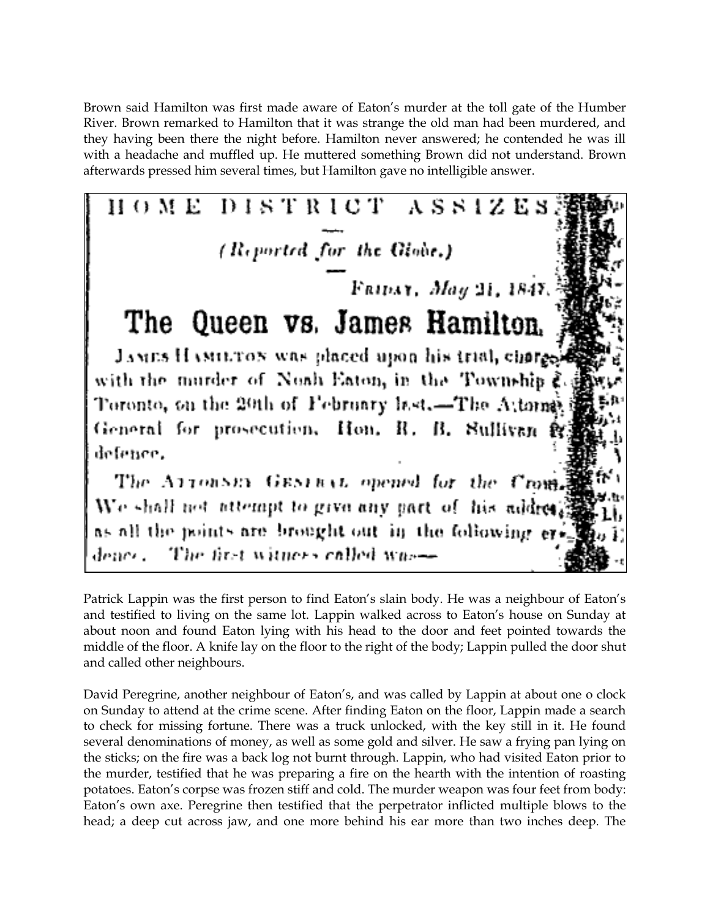Brown said Hamilton was first made aware of Eaton's murder at the toll gate of the Humber River. Brown remarked to Hamilton that it was strange the old man had been murdered, and they having been there the night before. Hamilton never answered; he contended he was ill with a headache and muffled up. He muttered something Brown did not understand. Brown afterwards pressed him several times, but Hamilton gave no intelligible answer.

HOME DISTRICT ASSIZES.

*(Reported for the Globe.)*

FRIDAY, *May* 21, 1847.

## The Queen vs. James Hamilton.

JAMES HAMILTON was placed upon his trial, charged with the murder of Noah Eaton, in the Township of Toronto, on the 20th of February last.—The Attorney General for prosecution. Hon. R. B. Sullivan for defence.

The ATTORNEY GENERAL opened for the Crown. We shall not attempt to give any part of his address, as all the points are brought out in the following evidence. The first witness called was—

Patrick Lappin was the first person to find Eaton's slain body. He was a neighbour of Eaton's and testified to living on the same lot. Lappin walked across to Eaton's house on Sunday at about noon and found Eaton lying with his head to the door and feet pointed towards the middle of the floor. A knife lay on the floor to the right of the body; Lappin pulled the door shut and called other neighbours.

David Peregrine, another neighbour of Eaton's, and was called by Lappin at about one o clock on Sunday to attend at the crime scene. After finding Eaton on the floor, Lappin made a search to check for missing fortune. There was a truck unlocked, with the key still in it. He found several denominations of money, as well as some gold and silver. He saw a frying pan lying on the sticks; on the fire was a back log not burnt through. Lappin, who had visited Eaton prior to the murder, testified that he was preparing a fire on the hearth with the intention of roasting potatoes. Eaton's corpse was frozen stiff and cold. The murder weapon was four feet from body: Eaton's own axe. Peregrine then testified that the perpetrator inflicted multiple blows to the head; a deep cut across jaw, and one more behind his ear more than two inches deep. The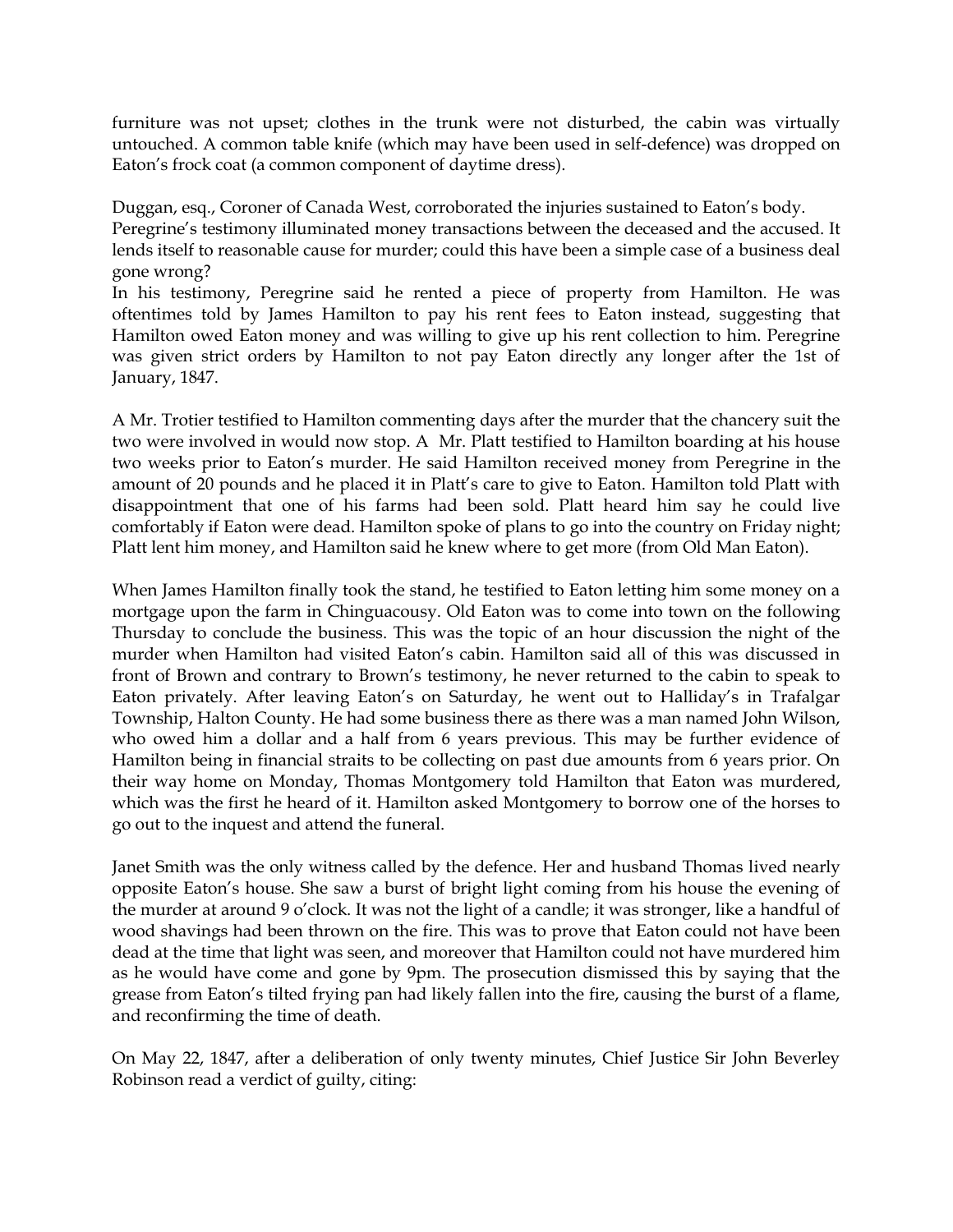furniture was not upset; clothes in the trunk were not disturbed, the cabin was virtually untouched. A common table knife (which may have been used in self-defence) was dropped on Eaton's frock coat (a common component of daytime dress).

Duggan, esq., Coroner of Canada West, corroborated the injuries sustained to Eaton's body.
Peregrine's testimony illuminated money transactions between the deceased and the accused. It lends itself to reasonable cause for murder; could this have been a simple case of a business deal gone wrong?
In his testimony, Peregrine said he rented a piece of property from Hamilton. He was oftentimes told by James Hamilton to pay his rent fees to Eaton instead, suggesting that Hamilton owed Eaton money and was willing to give up his rent collection to him. Peregrine was given strict orders by Hamilton to not pay Eaton directly any longer after the 1st of January, 1847.

A Mr. Trotier testified to Hamilton commenting days after the murder that the chancery suit the two were involved in would now stop. A Mr. Platt testified to Hamilton boarding at his house two weeks prior to Eaton's murder. He said Hamilton received money from Peregrine in the amount of 20 pounds and he placed it in Platt's care to give to Eaton. Hamilton told Platt with disappointment that one of his farms had been sold. Platt heard him say he could live comfortably if Eaton were dead. Hamilton spoke of plans to go into the country on Friday night; Platt lent him money, and Hamilton said he knew where to get more (from Old Man Eaton).

When James Hamilton finally took the stand, he testified to Eaton letting him some money on a mortgage upon the farm in Chinguacousy. Old Eaton was to come into town on the following Thursday to conclude the business. This was the topic of an hour discussion the night of the murder when Hamilton had visited Eaton's cabin. Hamilton said all of this was discussed in front of Brown and contrary to Brown's testimony, he never returned to the cabin to speak to Eaton privately. After leaving Eaton's on Saturday, he went out to Halliday's in Trafalgar Township, Halton County. He had some business there as there was a man named John Wilson, who owed him a dollar and a half from 6 years previous. This may be further evidence of Hamilton being in financial straits to be collecting on past due amounts from 6 years prior. On their way home on Monday, Thomas Montgomery told Hamilton that Eaton was murdered, which was the first he heard of it. Hamilton asked Montgomery to borrow one of the horses to go out to the inquest and attend the funeral.

Janet Smith was the only witness called by the defence. Her and husband Thomas lived nearly opposite Eaton's house. She saw a burst of bright light coming from his house the evening of the murder at around 9 o'clock. It was not the light of a candle; it was stronger, like a handful of wood shavings had been thrown on the fire. This was to prove that Eaton could not have been dead at the time that light was seen, and moreover that Hamilton could not have murdered him as he would have come and gone by 9pm. The prosecution dismissed this by saying that the grease from Eaton's tilted frying pan had likely fallen into the fire, causing the burst of a flame, and reconfirming the time of death.

On May 22, 1847, after a deliberation of only twenty minutes, Chief Justice Sir John Beverley Robinson read a verdict of guilty, citing: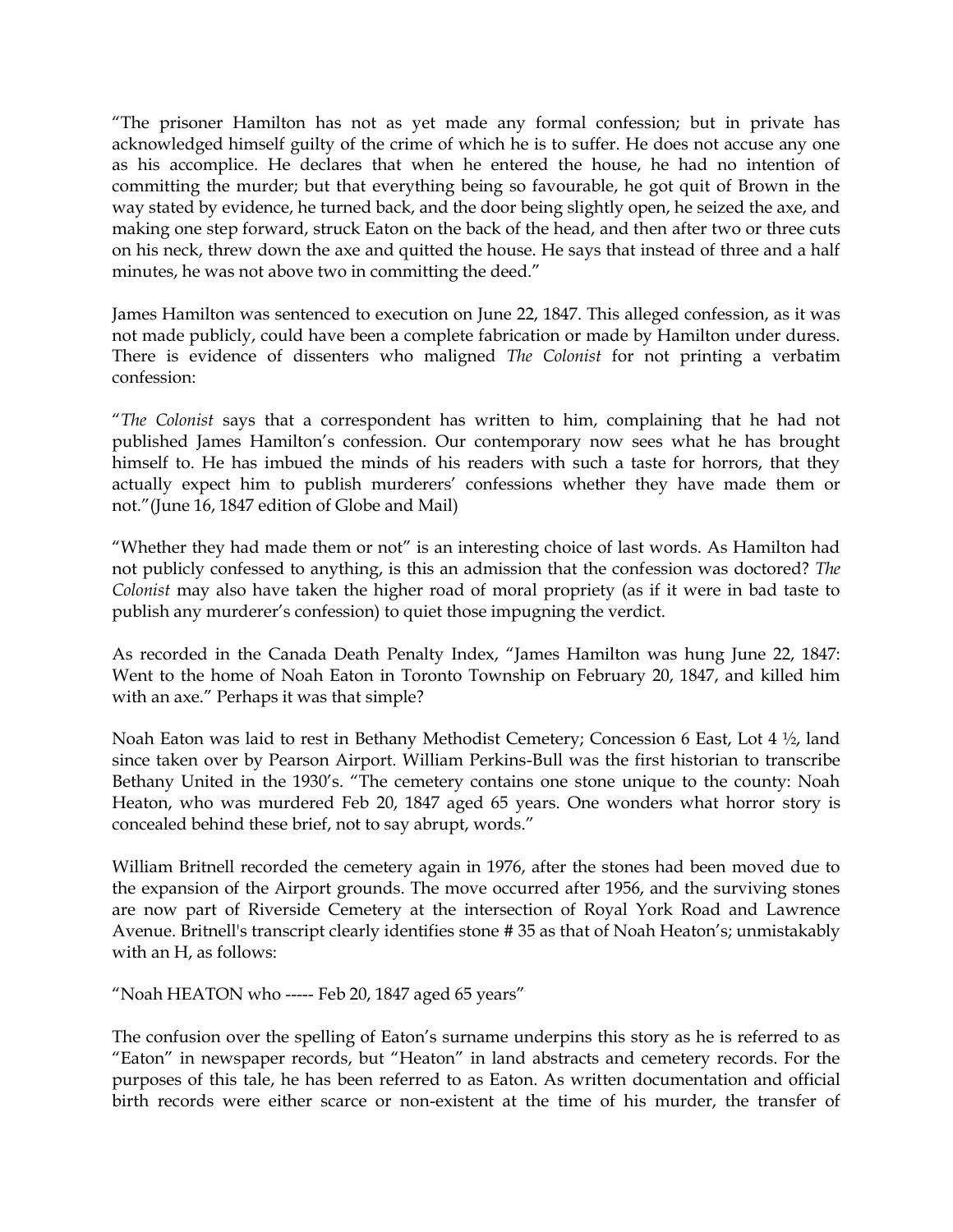"The prisoner Hamilton has not as yet made any formal confession; but in private has acknowledged himself guilty of the crime of which he is to suffer. He does not accuse any one as his accomplice. He declares that when he entered the house, he had no intention of committing the murder; but that everything being so favourable, he got quit of Brown in the way stated by evidence, he turned back, and the door being slightly open, he seized the axe, and making one step forward, struck Eaton on the back of the head, and then after two or three cuts on his neck, threw down the axe and quitted the house. He says that instead of three and a half minutes, he was not above two in committing the deed."

James Hamilton was sentenced to execution on June 22, 1847. This alleged confession, as it was not made publicly, could have been a complete fabrication or made by Hamilton under duress. There is evidence of dissenters who maligned *The Colonist* for not printing a verbatim confession:

"*The Colonist* says that a correspondent has written to him, complaining that he had not published James Hamilton's confession. Our contemporary now sees what he has brought himself to. He has imbued the minds of his readers with such a taste for horrors, that they actually expect him to publish murderers' confessions whether they have made them or not."(June 16, 1847 edition of Globe and Mail)

"Whether they had made them or not" is an interesting choice of last words. As Hamilton had not publicly confessed to anything, is this an admission that the confession was doctored? *The Colonist* may also have taken the higher road of moral propriety (as if it were in bad taste to publish any murderer's confession) to quiet those impugning the verdict.

As recorded in the Canada Death Penalty Index, "James Hamilton was hung June 22, 1847: Went to the home of Noah Eaton in Toronto Township on February 20, 1847, and killed him with an axe." Perhaps it was that simple?

Noah Eaton was laid to rest in Bethany Methodist Cemetery; Concession 6 East, Lot 4 ½, land since taken over by Pearson Airport. William Perkins-Bull was the first historian to transcribe Bethany United in the 1930's. "The cemetery contains one stone unique to the county: Noah Heaton, who was murdered Feb 20, 1847 aged 65 years. One wonders what horror story is concealed behind these brief, not to say abrupt, words."

William Britnell recorded the cemetery again in 1976, after the stones had been moved due to the expansion of the Airport grounds. The move occurred after 1956, and the surviving stones are now part of Riverside Cemetery at the intersection of Royal York Road and Lawrence Avenue. Britnell's transcript clearly identifies stone # 35 as that of Noah Heaton's; unmistakably with an H, as follows:

"Noah HEATON who ----- Feb 20, 1847 aged 65 years"

The confusion over the spelling of Eaton's surname underpins this story as he is referred to as "Eaton" in newspaper records, but "Heaton" in land abstracts and cemetery records. For the purposes of this tale, he has been referred to as Eaton. As written documentation and official birth records were either scarce or non-existent at the time of his murder, the transfer of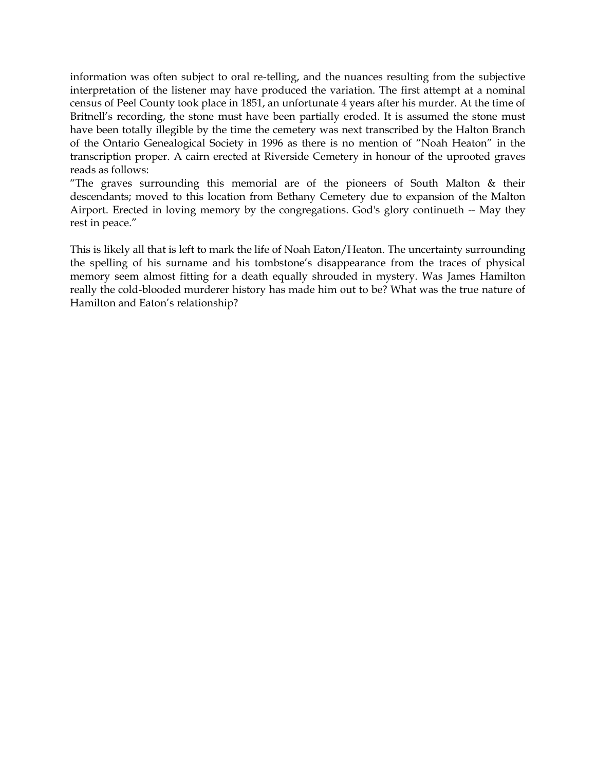information was often subject to oral re-telling, and the nuances resulting from the subjective interpretation of the listener may have produced the variation. The first attempt at a nominal census of Peel County took place in 1851, an unfortunate 4 years after his murder. At the time of Britnell's recording, the stone must have been partially eroded. It is assumed the stone must have been totally illegible by the time the cemetery was next transcribed by the Halton Branch of the Ontario Genealogical Society in 1996 as there is no mention of "Noah Heaton" in the transcription proper. A cairn erected at Riverside Cemetery in honour of the uprooted graves reads as follows:

"The graves surrounding this memorial are of the pioneers of South Malton & their descendants; moved to this location from Bethany Cemetery due to expansion of the Malton Airport. Erected in loving memory by the congregations. God's glory continueth -- May they rest in peace."

This is likely all that is left to mark the life of Noah Eaton/Heaton. The uncertainty surrounding the spelling of his surname and his tombstone's disappearance from the traces of physical memory seem almost fitting for a death equally shrouded in mystery. Was James Hamilton really the cold-blooded murderer history has made him out to be? What was the true nature of Hamilton and Eaton's relationship?